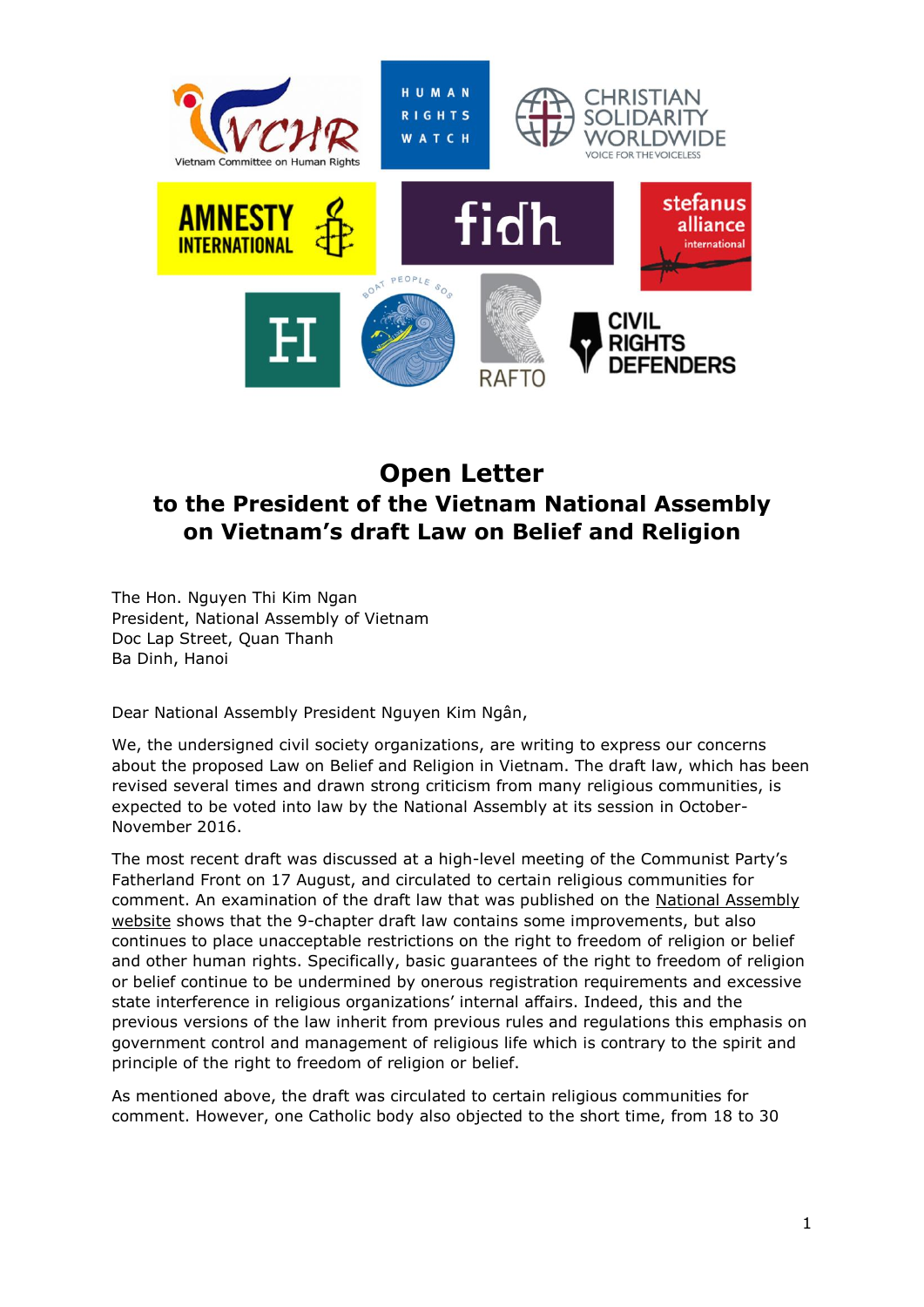# Open Letter

## to the President of the Vietnam National Assembly on Vietnam's draft Law on Belief and Religion

The Hon. Nguyen Thi Kim Ngan
President, National Assembly of Vietnam
Doc Lap Street, Quan Thanh
Ba Dinh, Hanoi

Dear National Assembly President Nguyen Kim Ngân,

We, the undersigned civil society organizations, are writing to express our concerns about the proposed Law on Belief and Religion in Vietnam. The draft law, which has been revised several times and drawn strong criticism from many religious communities, is expected to be voted into law by the National Assembly at its session in October-November 2016.

The most recent draft was discussed at a high-level meeting of the Communist Party's Fatherland Front on 17 August, and circulated to certain religious communities for comment. An examination of the draft law that was published on the National Assembly website shows that the 9-chapter draft law contains some improvements, but also continues to place unacceptable restrictions on the right to freedom of religion or belief and other human rights. Specifically, basic guarantees of the right to freedom of religion or belief continue to be undermined by onerous registration requirements and excessive state interference in religious organizations' internal affairs. Indeed, this and the previous versions of the law inherit from previous rules and regulations this emphasis on government control and management of religious life which is contrary to the spirit and principle of the right to freedom of religion or belief.

As mentioned above, the draft was circulated to certain religious communities for comment. However, one Catholic body also objected to the short time, from 18 to 30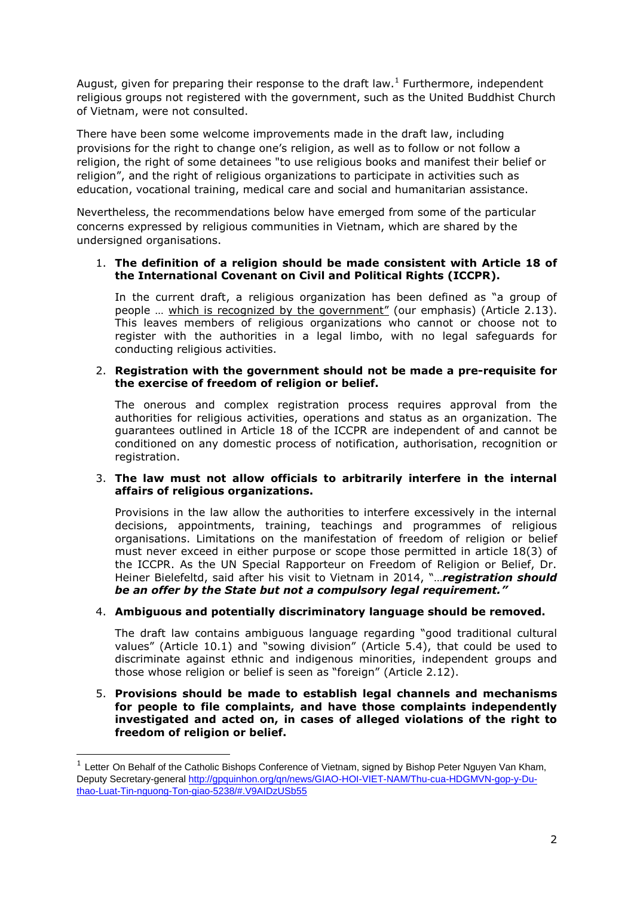August, given for preparing their response to the draft law.[1] Furthermore, independent religious groups not registered with the government, such as the United Buddhist Church of Vietnam, were not consulted.

There have been some welcome improvements made in the draft law, including provisions for the right to change one's religion, as well as to follow or not follow a religion, the right of some detainees "to use religious books and manifest their belief or religion", and the right of religious organizations to participate in activities such as education, vocational training, medical care and social and humanitarian assistance.

Nevertheless, the recommendations below have emerged from some of the particular concerns expressed by religious communities in Vietnam, which are shared by the undersigned organisations.

1. **The definition of a religion should be made consistent with Article 18 of the International Covenant on Civil and Political Rights (ICCPR).**

   In the current draft, a religious organization has been defined as "a group of people … <u>which is recognized by the government"</u> (our emphasis) (Article 2.13). This leaves members of religious organizations who cannot or choose not to register with the authorities in a legal limbo, with no legal safeguards for conducting religious activities.

2. **Registration with the government should not be made a pre-requisite for the exercise of freedom of religion or belief.**

   The onerous and complex registration process requires approval from the authorities for religious activities, operations and status as an organization. The guarantees outlined in Article 18 of the ICCPR are independent of and cannot be conditioned on any domestic process of notification, authorisation, recognition or registration.

3. **The law must not allow officials to arbitrarily interfere in the internal affairs of religious organizations.**

   Provisions in the law allow the authorities to interfere excessively in the internal decisions, appointments, training, teachings and programmes of religious organisations. Limitations on the manifestation of freedom of religion or belief must never exceed in either purpose or scope those permitted in article 18(3) of the ICCPR. As the UN Special Rapporteur on Freedom of Religion or Belief, Dr. Heiner Bielefeldt, said after his visit to Vietnam in 2014, "…***registration should be an offer by the State but not a compulsory legal requirement."***

4. **Ambiguous and potentially discriminatory language should be removed.**

   The draft law contains ambiguous language regarding "good traditional cultural values" (Article 10.1) and "sowing division" (Article 5.4), that could be used to discriminate against ethnic and indigenous minorities, independent groups and those whose religion or belief is seen as "foreign" (Article 2.12).

5. **Provisions should be made to establish legal channels and mechanisms for people to file complaints, and have those complaints independently investigated and acted on, in cases of alleged violations of the right to freedom of religion or belief.**

---

[1] Letter On Behalf of the Catholic Bishops Conference of Vietnam, signed by Bishop Peter Nguyen Van Kham, Deputy Secretary-general http://gpquinhon.org/qn/news/GIAO-HOI-VIET-NAM/Thu-cua-HDGMVN-gop-y-Du-thao-Luat-Tin-nguong-Ton-giao-5238/#.V9AIDzUSb55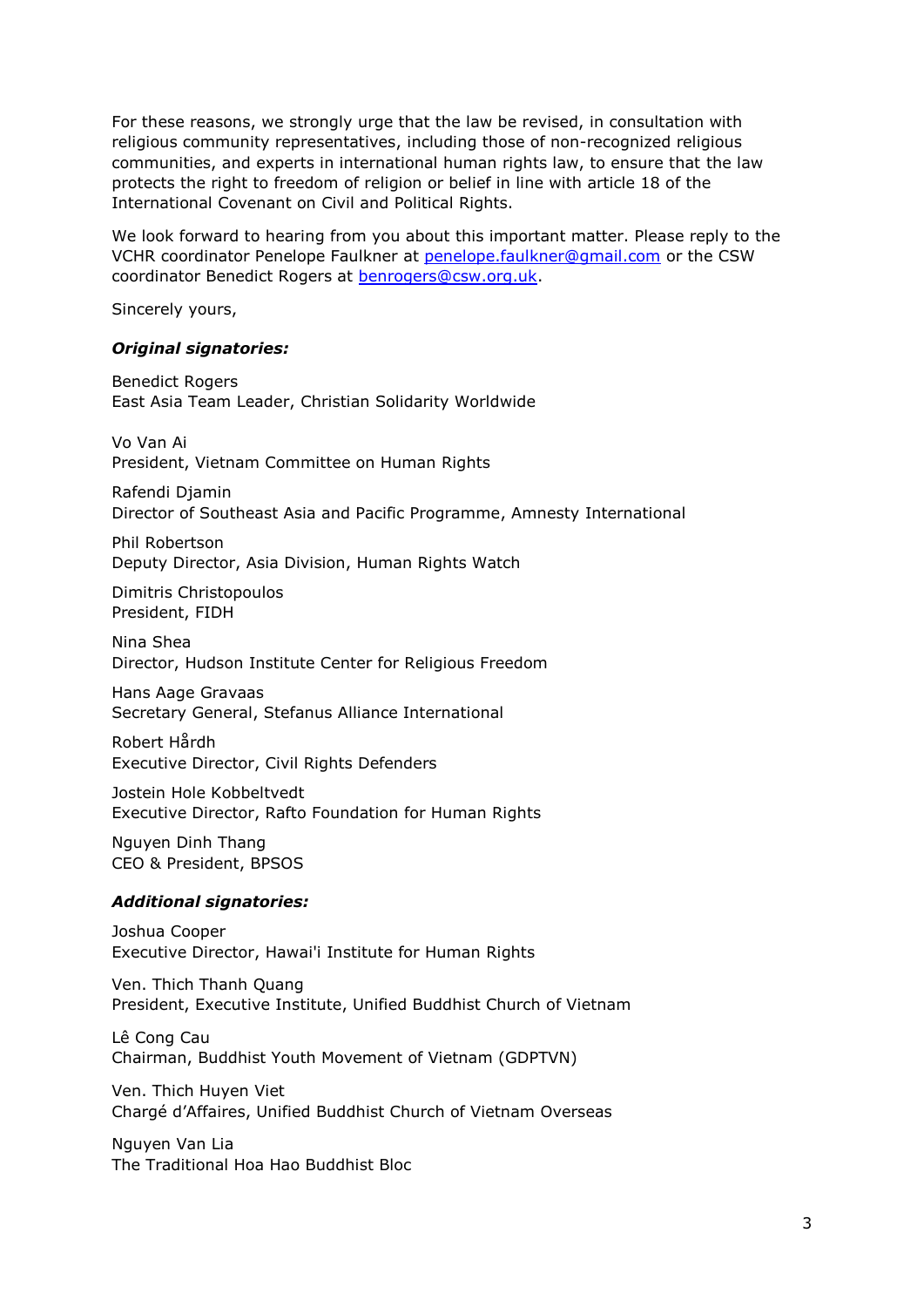For these reasons, we strongly urge that the law be revised, in consultation with religious community representatives, including those of non-recognized religious communities, and experts in international human rights law, to ensure that the law protects the right to freedom of religion or belief in line with article 18 of the International Covenant on Civil and Political Rights.

We look forward to hearing from you about this important matter. Please reply to the VCHR coordinator Penelope Faulkner at [penelope.faulkner@gmail.com](mailto:penelope.faulkner@gmail.com) or the CSW coordinator Benedict Rogers at [benrogers@csw.org.uk](mailto:benrogers@csw.org.uk).

Sincerely yours,

***Original signatories:***

Benedict Rogers
East Asia Team Leader, Christian Solidarity Worldwide

Vo Van Ai
President, Vietnam Committee on Human Rights

Rafendi Djamin
Director of Southeast Asia and Pacific Programme, Amnesty International

Phil Robertson
Deputy Director, Asia Division, Human Rights Watch

Dimitris Christopoulos
President, FIDH

Nina Shea
Director, Hudson Institute Center for Religious Freedom

Hans Aage Gravaas
Secretary General, Stefanus Alliance International

Robert Hårdh
Executive Director, Civil Rights Defenders

Jostein Hole Kobbeltvedt
Executive Director, Rafto Foundation for Human Rights

Nguyen Dinh Thang
CEO & President, BPSOS

***Additional signatories:***

Joshua Cooper
Executive Director, Hawai'i Institute for Human Rights

Ven. Thich Thanh Quang
President, Executive Institute, Unified Buddhist Church of Vietnam

Lê Cong Cau
Chairman, Buddhist Youth Movement of Vietnam (GDPTVN)

Ven. Thich Huyen Viet
Chargé d'Affaires, Unified Buddhist Church of Vietnam Overseas

Nguyen Van Lia
The Traditional Hoa Hao Buddhist Bloc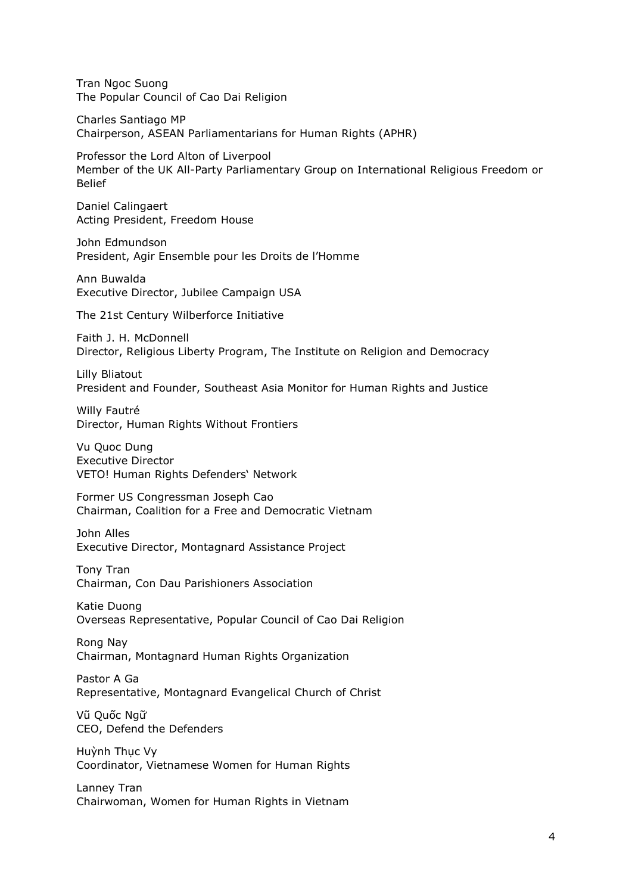Tran Ngoc Suong
The Popular Council of Cao Dai Religion

Charles Santiago MP
Chairperson, ASEAN Parliamentarians for Human Rights (APHR)

Professor the Lord Alton of Liverpool
Member of the UK All-Party Parliamentary Group on International Religious Freedom or Belief

Daniel Calingaert
Acting President, Freedom House

John Edmundson
President, Agir Ensemble pour les Droits de l'Homme

Ann Buwalda
Executive Director, Jubilee Campaign USA

The 21st Century Wilberforce Initiative

Faith J. H. McDonnell
Director, Religious Liberty Program, The Institute on Religion and Democracy

Lilly Bliatout
President and Founder, Southeast Asia Monitor for Human Rights and Justice

Willy Fautré
Director, Human Rights Without Frontiers

Vu Quoc Dung
Executive Director
VETO! Human Rights Defenders' Network

Former US Congressman Joseph Cao
Chairman, Coalition for a Free and Democratic Vietnam

John Alles
Executive Director, Montagnard Assistance Project

Tony Tran
Chairman, Con Dau Parishioners Association

Katie Duong
Overseas Representative, Popular Council of Cao Dai Religion

Rong Nay
Chairman, Montagnard Human Rights Organization

Pastor A Ga
Representative, Montagnard Evangelical Church of Christ

Vũ Quốc Ngữ
CEO, Defend the Defenders

Huỳnh Thục Vy
Coordinator, Vietnamese Women for Human Rights

Lanney Tran
Chairwoman, Women for Human Rights in Vietnam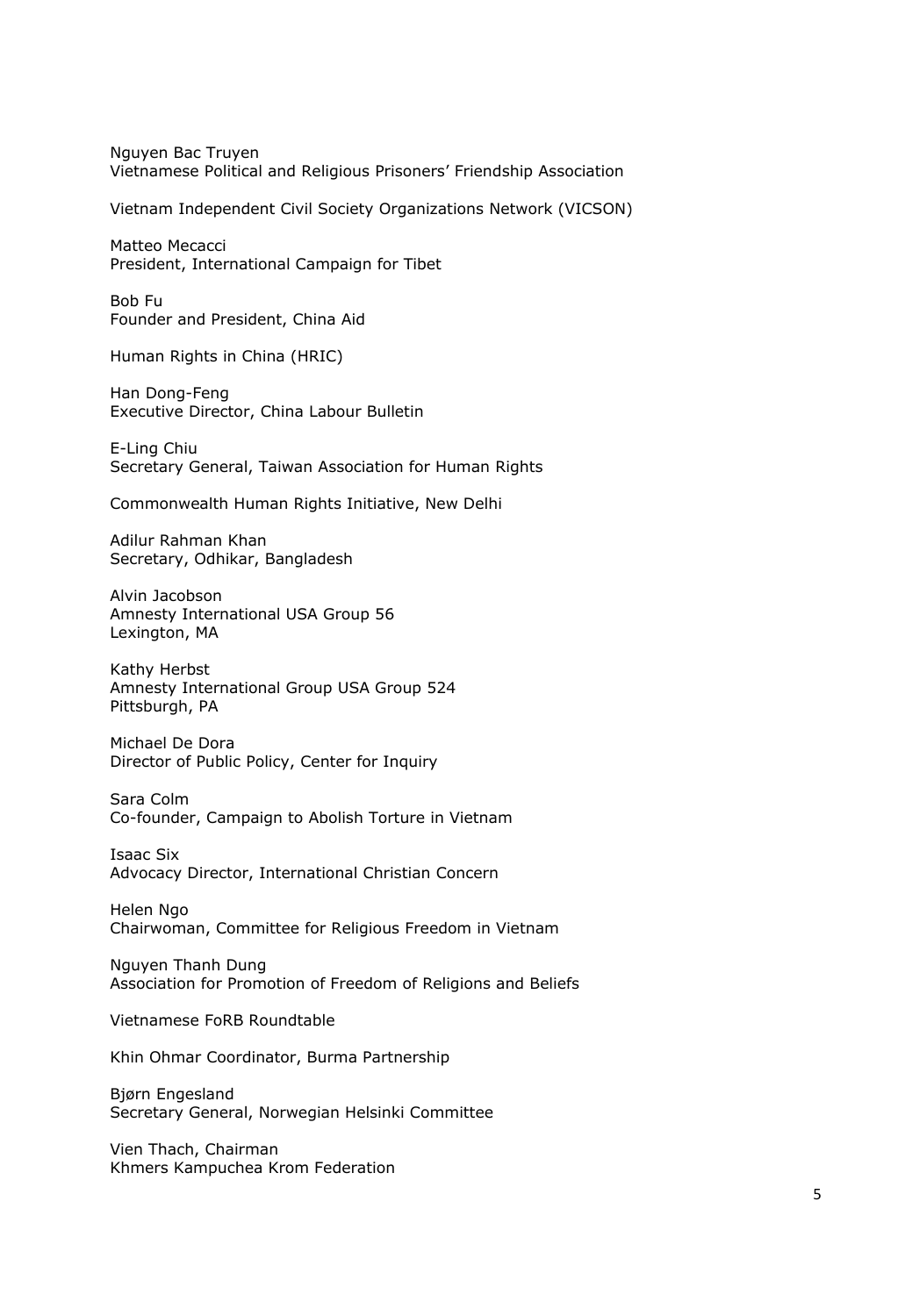Nguyen Bac Truyen  
Vietnamese Political and Religious Prisoners' Friendship Association

Vietnam Independent Civil Society Organizations Network (VICSON)

Matteo Mecacci  
President, International Campaign for Tibet

Bob Fu  
Founder and President, China Aid

Human Rights in China (HRIC)

Han Dong-Feng  
Executive Director, China Labour Bulletin

E-Ling Chiu  
Secretary General, Taiwan Association for Human Rights

Commonwealth Human Rights Initiative, New Delhi

Adilur Rahman Khan  
Secretary, Odhikar, Bangladesh

Alvin Jacobson  
Amnesty International USA Group 56  
Lexington, MA

Kathy Herbst  
Amnesty International Group USA Group 524  
Pittsburgh, PA

Michael De Dora  
Director of Public Policy, Center for Inquiry

Sara Colm  
Co-founder, Campaign to Abolish Torture in Vietnam

Isaac Six  
Advocacy Director, International Christian Concern

Helen Ngo  
Chairwoman, Committee for Religious Freedom in Vietnam

Nguyen Thanh Dung  
Association for Promotion of Freedom of Religions and Beliefs

Vietnamese FoRB Roundtable

Khin Ohmar Coordinator, Burma Partnership

Bjørn Engesland  
Secretary General, Norwegian Helsinki Committee

Vien Thach, Chairman  
Khmers Kampuchea Krom Federation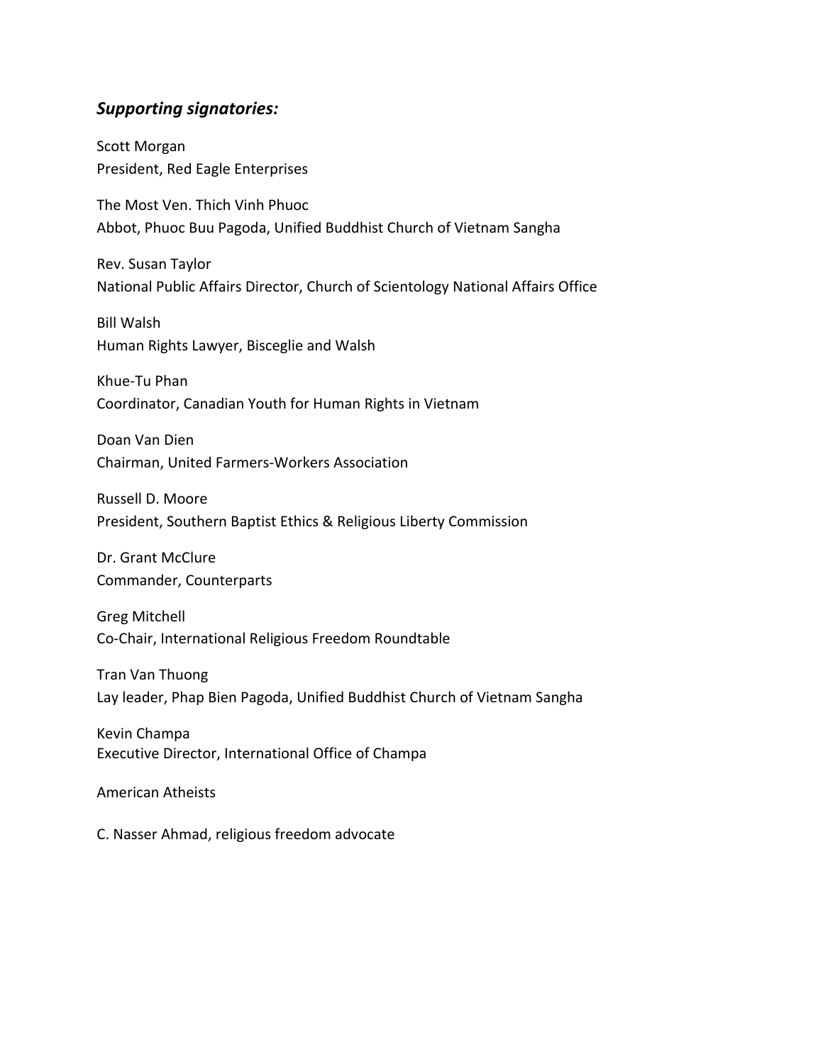### *Supporting signatories:*

Scott Morgan
President, Red Eagle Enterprises

The Most Ven. Thich Vinh Phuoc
Abbot, Phuoc Buu Pagoda, Unified Buddhist Church of Vietnam Sangha

Rev. Susan Taylor
National Public Affairs Director, Church of Scientology National Affairs Office

Bill Walsh
Human Rights Lawyer, Bisceglie and Walsh

Khue-Tu Phan
Coordinator, Canadian Youth for Human Rights in Vietnam

Doan Van Dien
Chairman, United Farmers-Workers Association

Russell D. Moore
President, Southern Baptist Ethics & Religious Liberty Commission

Dr. Grant McClure
Commander, Counterparts

Greg Mitchell
Co-Chair, International Religious Freedom Roundtable

Tran Van Thuong
Lay leader, Phap Bien Pagoda, Unified Buddhist Church of Vietnam Sangha

Kevin Champa
Executive Director, International Office of Champa

American Atheists

C. Nasser Ahmad, religious freedom advocate